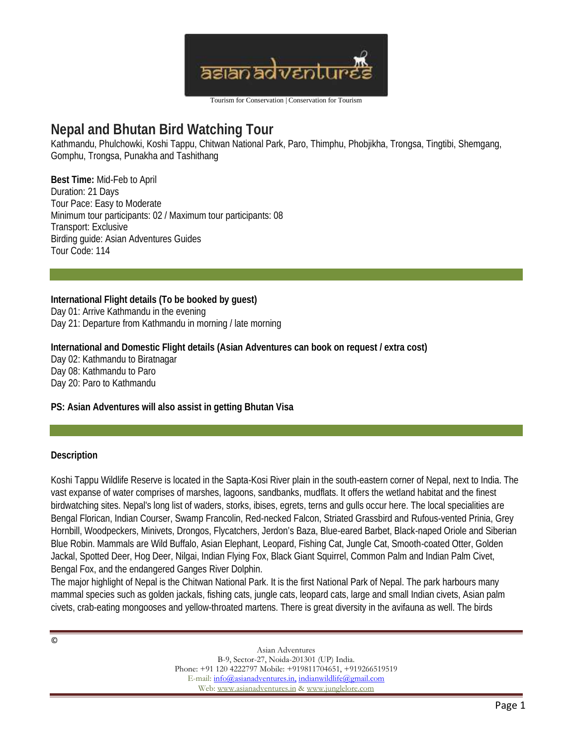Tourism for Conservation | Conservation for Tourism

# Nepal and Bhutan Bird Watching Tour

Kathmandu, Phulchowki, Koshi Tappu, Chitwan National Park, Paro, Thimphu, Phobjikha, Trongsa, Tingtibi, Shemgang, Gomphu, Trongsa, Punakha and Tashithang

**Best Time:** Mid-Feb to April
Duration: 21 Days
Tour Pace: Easy to Moderate
Minimum tour participants: 02 / Maximum tour participants: 08
Transport: Exclusive
Birding guide: Asian Adventures Guides
Tour Code: 114

**International Flight details (To be booked by guest)**
Day 01: Arrive Kathmandu in the evening
Day 21: Departure from Kathmandu in morning / late morning

**International and Domestic Flight details (Asian Adventures can book on request / extra cost)**
Day 02: Kathmandu to Biratnagar
Day 08: Kathmandu to Paro
Day 20: Paro to Kathmandu

**PS: Asian Adventures will also assist in getting Bhutan Visa**

**Description**

Koshi Tappu Wildlife Reserve is located in the Sapta-Kosi River plain in the south-eastern corner of Nepal, next to India. The vast expanse of water comprises of marshes, lagoons, sandbanks, mudflats. It offers the wetland habitat and the finest birdwatching sites. Nepal's long list of waders, storks, ibises, egrets, terns and gulls occur here. The local specialities are Bengal Florican, Indian Courser, Swamp Francolin, Red-necked Falcon, Striated Grassbird and Rufous-vented Prinia, Grey Hornbill, Woodpeckers, Minivets, Drongos, Flycatchers, Jerdon's Baza, Blue-eared Barbet, Black-naped Oriole and Siberian Blue Robin. Mammals are Wild Buffalo, Asian Elephant, Leopard, Fishing Cat, Jungle Cat, Smooth-coated Otter, Golden Jackal, Spotted Deer, Hog Deer, Nilgai, Indian Flying Fox, Black Giant Squirrel, Common Palm and Indian Palm Civet, Bengal Fox, and the endangered Ganges River Dolphin.
The major highlight of Nepal is the Chitwan National Park. It is the first National Park of Nepal. The park harbours many mammal species such as golden jackals, fishing cats, jungle cats, leopard cats, large and small Indian civets, Asian palm civets, crab-eating mongooses and yellow-throated martens. There is great diversity in the avifauna as well. The birds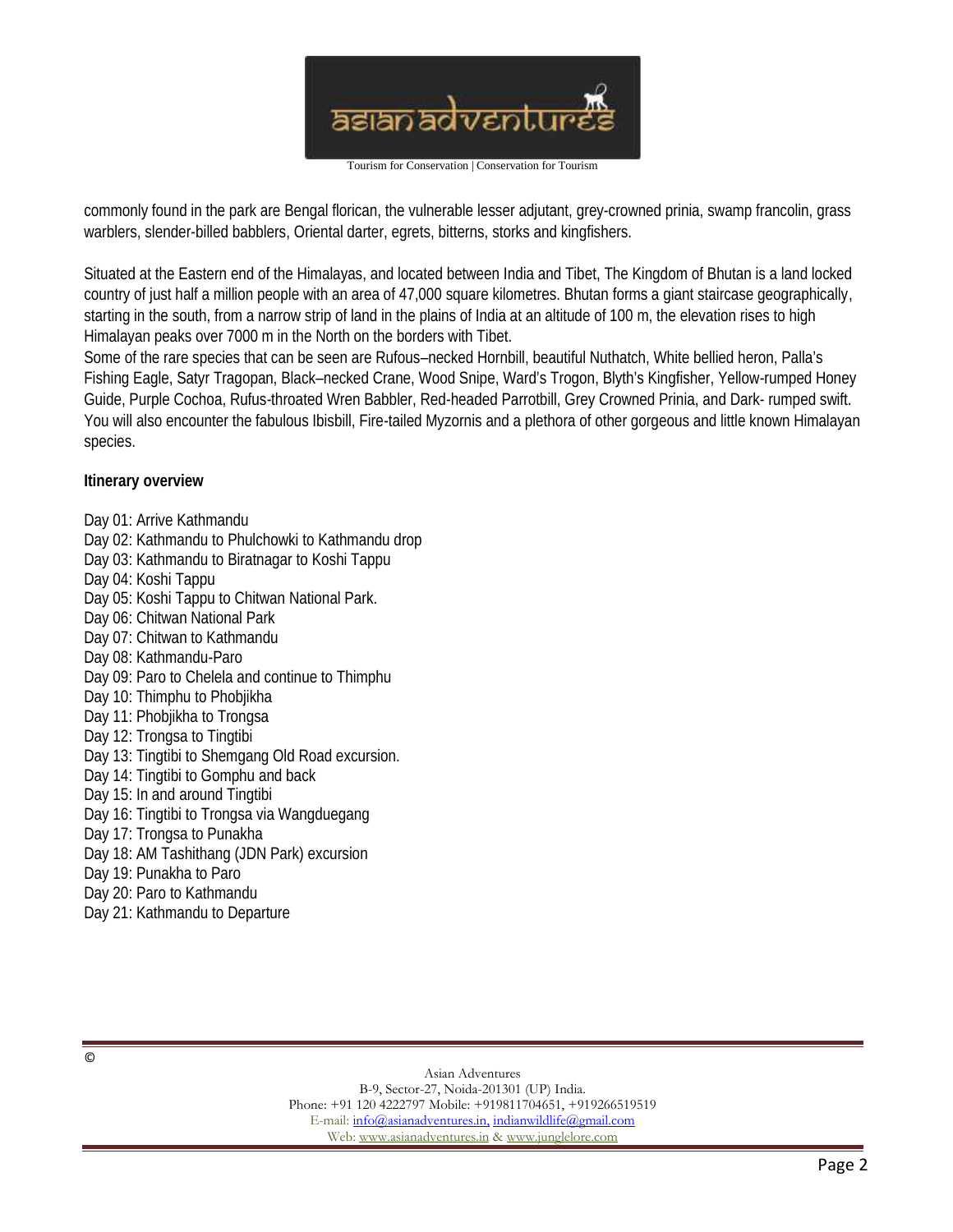commonly found in the park are Bengal florican, the vulnerable lesser adjutant, grey-crowned prinia, swamp francolin, grass warblers, slender-billed babblers, Oriental darter, egrets, bitterns, storks and kingfishers.

Situated at the Eastern end of the Himalayas, and located between India and Tibet, The Kingdom of Bhutan is a land locked country of just half a million people with an area of 47,000 square kilometres. Bhutan forms a giant staircase geographically, starting in the south, from a narrow strip of land in the plains of India at an altitude of 100 m, the elevation rises to high Himalayan peaks over 7000 m in the North on the borders with Tibet.

Some of the rare species that can be seen are Rufous–necked Hornbill, beautiful Nuthatch, White bellied heron, Palla's Fishing Eagle, Satyr Tragopan, Black–necked Crane, Wood Snipe, Ward's Trogon, Blyth's Kingfisher, Yellow-rumped Honey Guide, Purple Cochoa, Rufus-throated Wren Babbler, Red-headed Parrotbill, Grey Crowned Prinia, and Dark- rumped swift. You will also encounter the fabulous Ibisbill, Fire-tailed Myzornis and a plethora of other gorgeous and little known Himalayan species.

**Itinerary overview**

Day 01: Arrive Kathmandu
Day 02: Kathmandu to Phulchowki to Kathmandu drop
Day 03: Kathmandu to Biratnagar to Koshi Tappu
Day 04: Koshi Tappu
Day 05: Koshi Tappu to Chitwan National Park.
Day 06: Chitwan National Park
Day 07: Chitwan to Kathmandu
Day 08: Kathmandu-Paro
Day 09: Paro to Chelela and continue to Thimphu
Day 10: Thimphu to Phobjikha
Day 11: Phobjikha to Trongsa
Day 12: Trongsa to Tingtibi
Day 13: Tingtibi to Shemgang Old Road excursion.
Day 14: Tingtibi to Gomphu and back
Day 15: In and around Tingtibi
Day 16: Tingtibi to Trongsa via Wangduegang
Day 17: Trongsa to Punakha
Day 18: AM Tashithang (JDN Park) excursion
Day 19: Punakha to Paro
Day 20: Paro to Kathmandu
Day 21: Kathmandu to Departure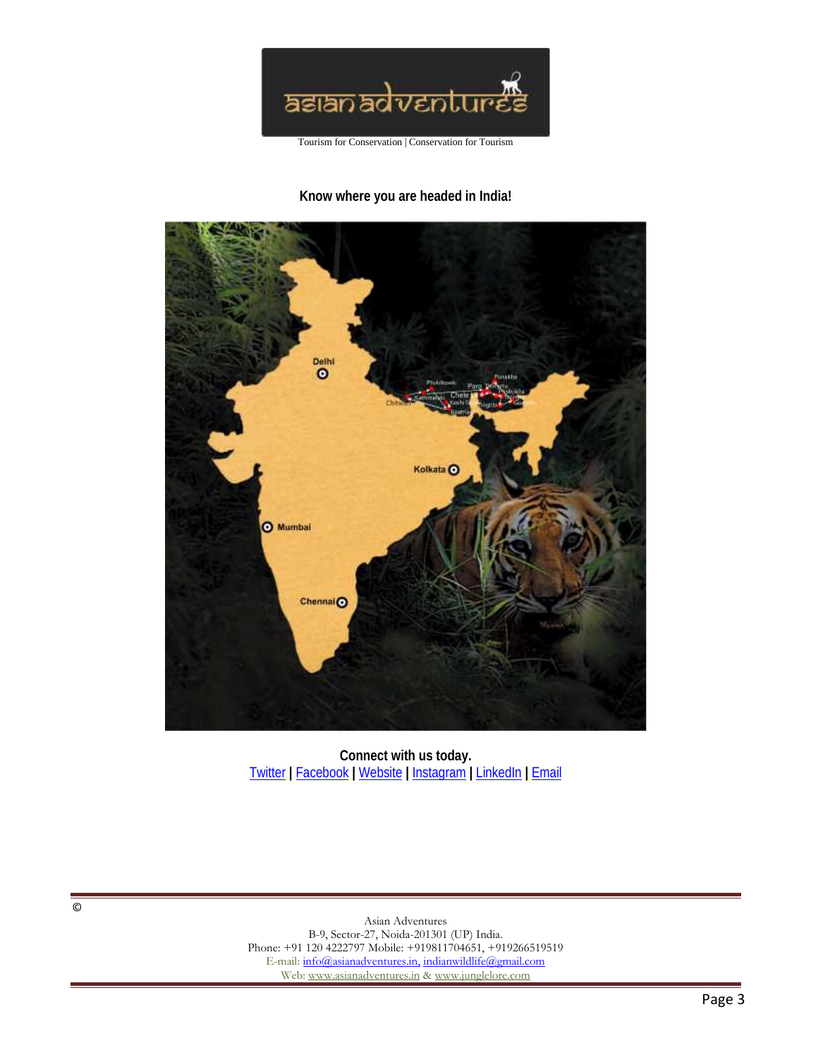Tourism for Conservation | Conservation for Tourism

**Know where you are headed in India!**

**Connect with us today.**
Twitter | Facebook | Website | Instagram | LinkedIn | Email

©

Asian Adventures
B-9, Sector-27, Noida-201301 (UP) India.
Phone: +91 120 4222797 Mobile: +919811704651, +919266519519
E-mail: info@asianadventures.in, indianwildlife@gmail.com
Web: www.asianadventures.in & www.junglelore.com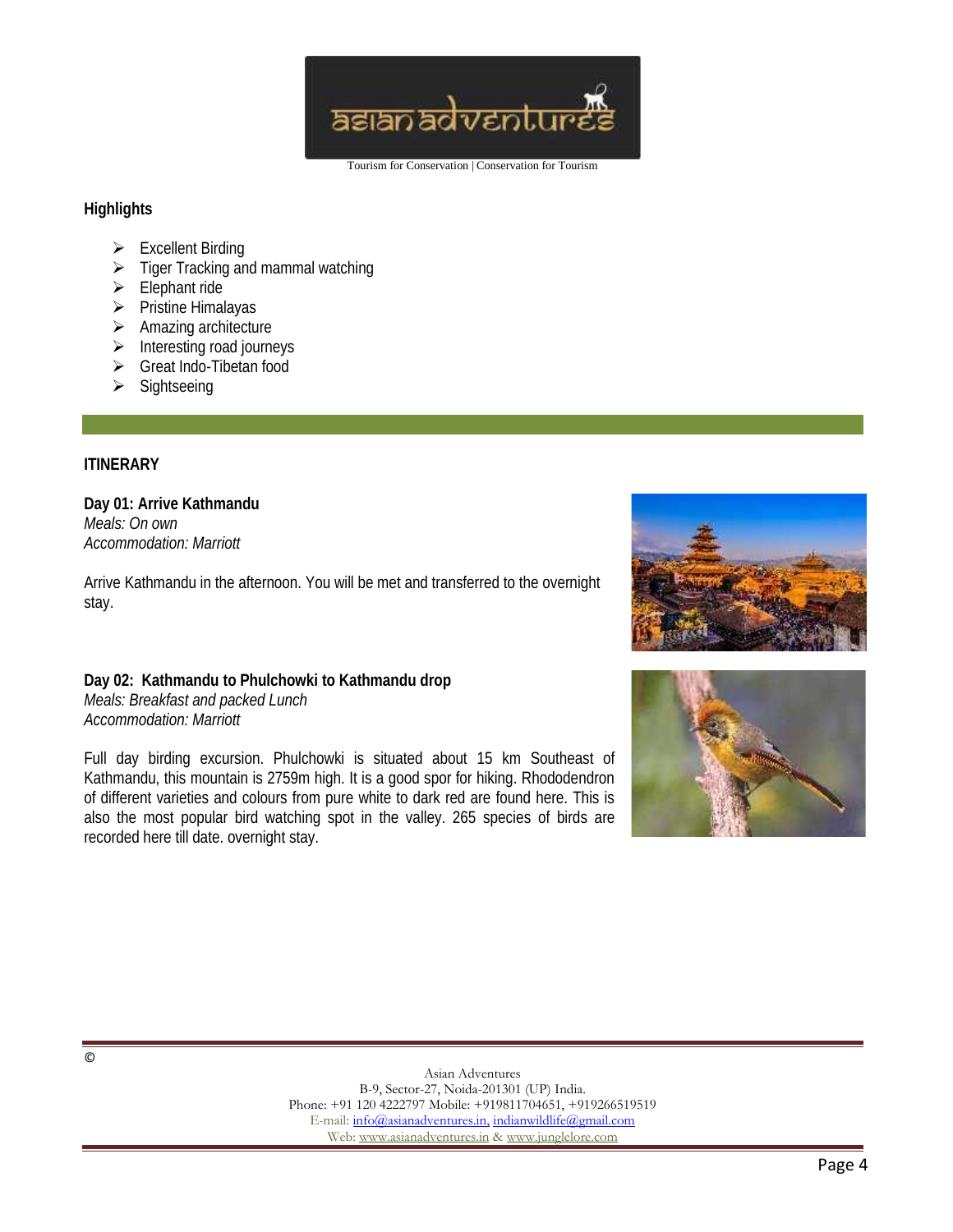## Highlights

- Excellent Birding
- Tiger Tracking and mammal watching
- Elephant ride
- Pristine Himalayas
- Amazing architecture
- Interesting road journeys
- Great Indo-Tibetan food
- Sightseeing

## ITINERARY

**Day 01: Arrive Kathmandu**
*Meals: On own*
*Accommodation: Marriott*

Arrive Kathmandu in the afternoon. You will be met and transferred to the overnight stay.

**Day 02: Kathmandu to Phulchowki to Kathmandu drop**
*Meals: Breakfast and packed Lunch*
*Accommodation: Marriott*

Full day birding excursion. Phulchowki is situated about 15 km Southeast of Kathmandu, this mountain is 2759m high. It is a good spor for hiking. Rhododendron of different varieties and colours from pure white to dark red are found here. This is also the most popular bird watching spot in the valley. 265 species of birds are recorded here till date. overnight stay.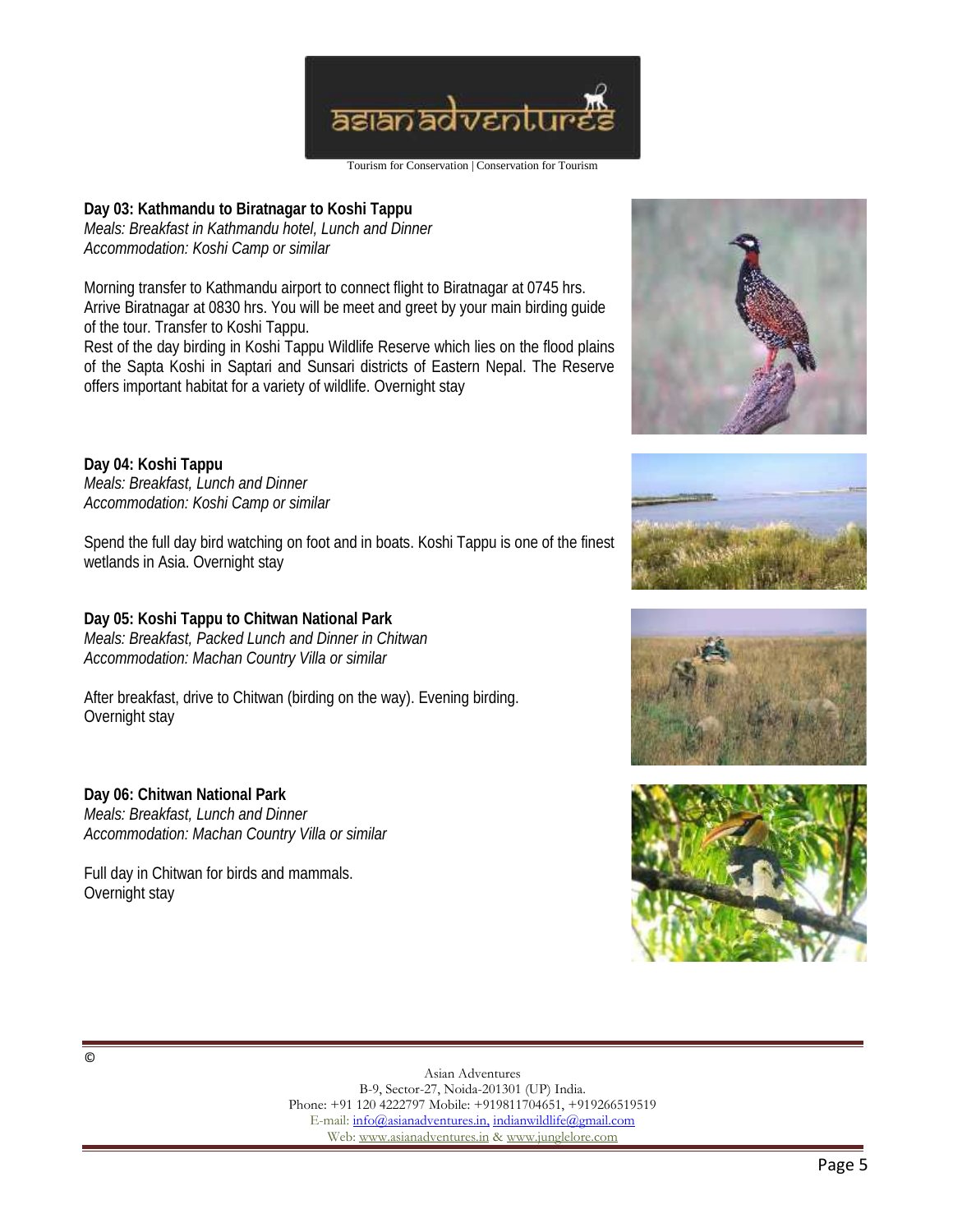**Day 03: Kathmandu to Biratnagar to Koshi Tappu**
*Meals: Breakfast in Kathmandu hotel, Lunch and Dinner*
*Accommodation: Koshi Camp or similar*

Morning transfer to Kathmandu airport to connect flight to Biratnagar at 0745 hrs. Arrive Biratnagar at 0830 hrs. You will be meet and greet by your main birding guide of the tour. Transfer to Koshi Tappu.
Rest of the day birding in Koshi Tappu Wildlife Reserve which lies on the flood plains of the Sapta Koshi in Saptari and Sunsari districts of Eastern Nepal. The Reserve offers important habitat for a variety of wildlife. Overnight stay

**Day 04: Koshi Tappu**
*Meals: Breakfast, Lunch and Dinner*
*Accommodation: Koshi Camp or similar*

Spend the full day bird watching on foot and in boats. Koshi Tappu is one of the finest wetlands in Asia. Overnight stay

**Day 05: Koshi Tappu to Chitwan National Park**
*Meals: Breakfast, Packed Lunch and Dinner in Chitwan*
*Accommodation: Machan Country Villa or similar*

After breakfast, drive to Chitwan (birding on the way). Evening birding.
Overnight stay

**Day 06: Chitwan National Park**
*Meals: Breakfast, Lunch and Dinner*
*Accommodation: Machan Country Villa or similar*

Full day in Chitwan for birds and mammals.
Overnight stay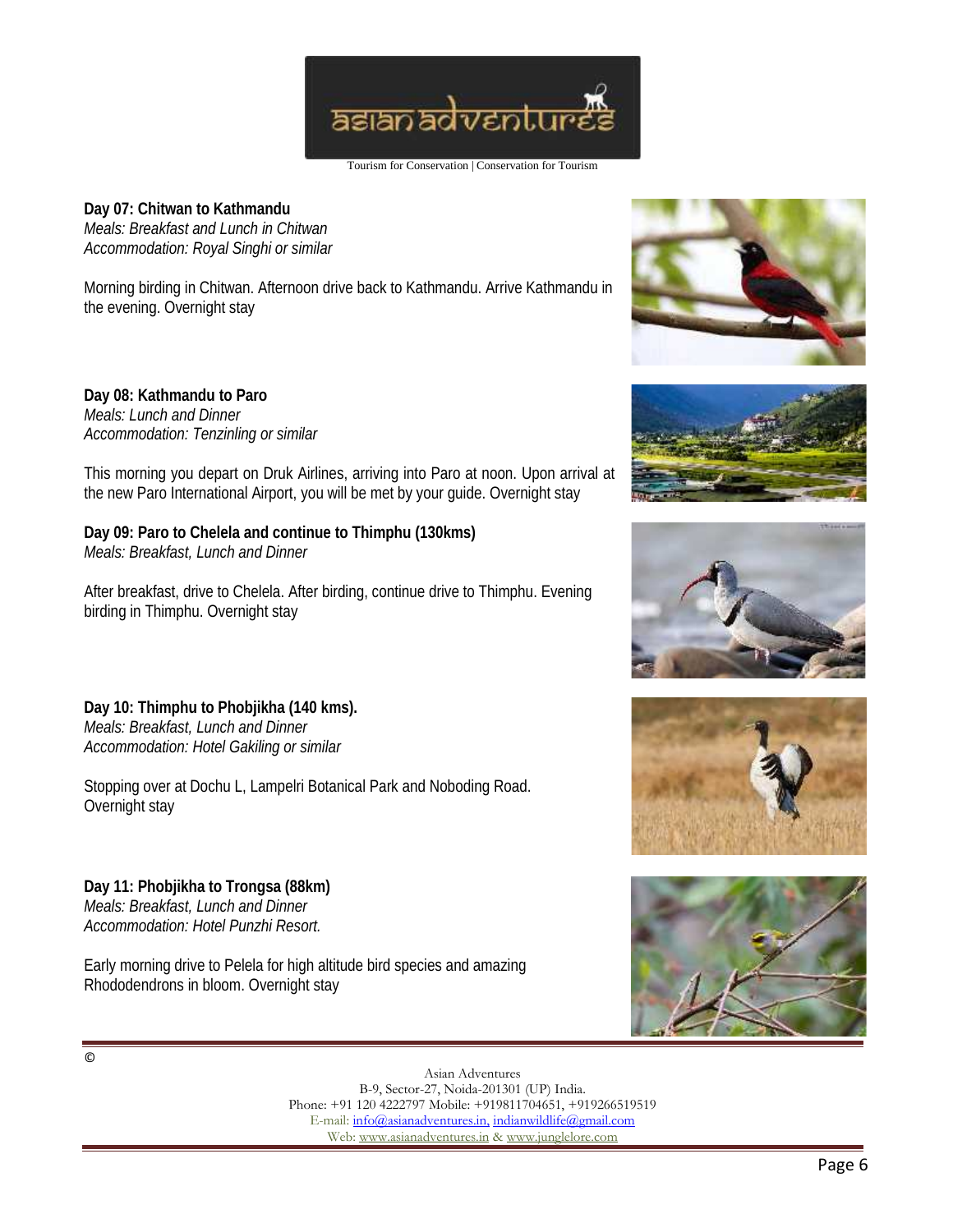**Day 07: Chitwan to Kathmandu**
*Meals: Breakfast and Lunch in Chitwan*
*Accommodation: Royal Singhi or similar*

Morning birding in Chitwan. Afternoon drive back to Kathmandu. Arrive Kathmandu in the evening. Overnight stay

**Day 08: Kathmandu to Paro**
*Meals: Lunch and Dinner*
*Accommodation: Tenzinling or similar*

This morning you depart on Druk Airlines, arriving into Paro at noon. Upon arrival at the new Paro International Airport, you will be met by your guide. Overnight stay

**Day 09: Paro to Chelela and continue to Thimphu (130kms)**
*Meals: Breakfast, Lunch and Dinner*

After breakfast, drive to Chelela. After birding, continue drive to Thimphu. Evening birding in Thimphu. Overnight stay

**Day 10: Thimphu to Phobjikha (140 kms).**
*Meals: Breakfast, Lunch and Dinner*
*Accommodation: Hotel Gakiling or similar*

Stopping over at Dochu L, Lampelri Botanical Park and Noboding Road. Overnight stay

**Day 11: Phobjikha to Trongsa (88km)**
*Meals: Breakfast, Lunch and Dinner*
*Accommodation: Hotel Punzhi Resort.*

Early morning drive to Pelela for high altitude bird species and amazing Rhododendrons in bloom. Overnight stay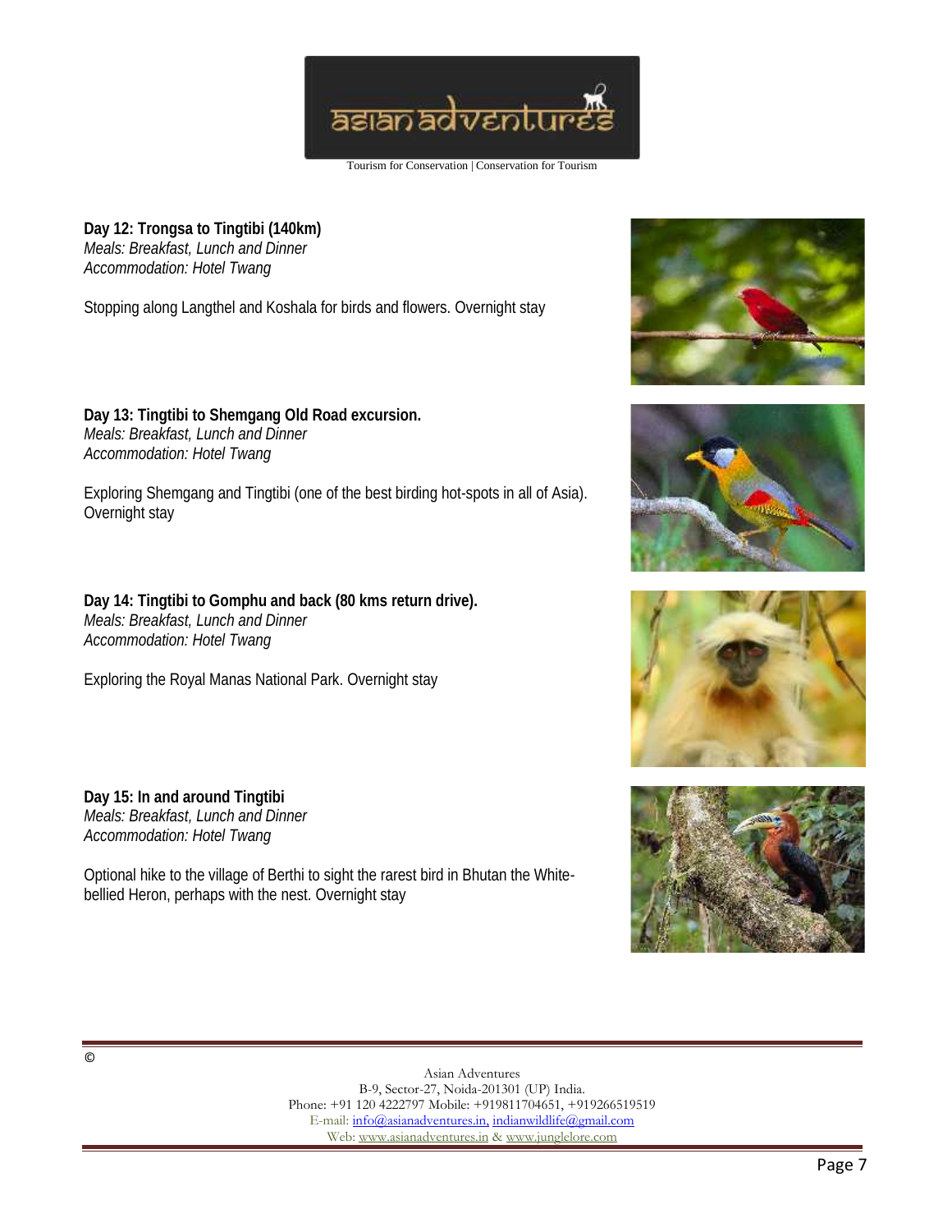**Day 12: Trongsa to Tingtibi (140km)**
*Meals: Breakfast, Lunch and Dinner*
*Accommodation: Hotel Twang*

Stopping along Langthel and Koshala for birds and flowers. Overnight stay

**Day 13: Tingtibi to Shemgang Old Road excursion.**
*Meals: Breakfast, Lunch and Dinner*
*Accommodation: Hotel Twang*

Exploring Shemgang and Tingtibi (one of the best birding hot-spots in all of Asia). Overnight stay

**Day 14: Tingtibi to Gomphu and back (80 kms return drive).**
*Meals: Breakfast, Lunch and Dinner*
*Accommodation: Hotel Twang*

Exploring the Royal Manas National Park. Overnight stay

**Day 15: In and around Tingtibi**
*Meals: Breakfast, Lunch and Dinner*
*Accommodation: Hotel Twang*

Optional hike to the village of Berthi to sight the rarest bird in Bhutan the White-bellied Heron, perhaps with the nest. Overnight stay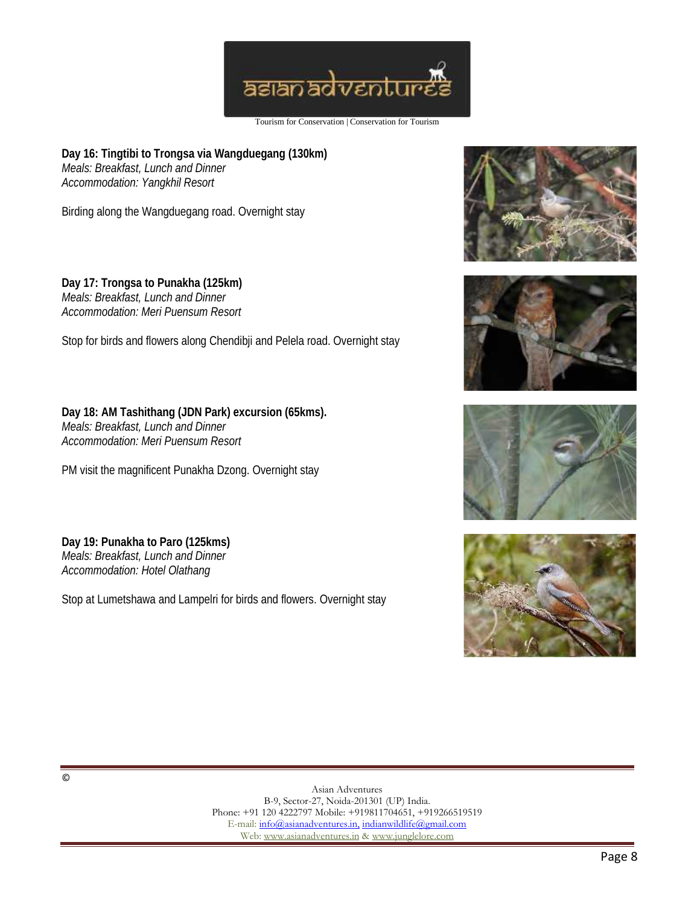**Day 16: Tingtibi to Trongsa via Wangduegang (130km)**
*Meals: Breakfast, Lunch and Dinner*
*Accommodation: Yangkhil Resort*

Birding along the Wangduegang road. Overnight stay

**Day 17: Trongsa to Punakha (125km)**
*Meals: Breakfast, Lunch and Dinner*
*Accommodation: Meri Puensum Resort*

Stop for birds and flowers along Chendibji and Pelela road. Overnight stay

**Day 18: AM Tashithang (JDN Park) excursion (65kms).**
*Meals: Breakfast, Lunch and Dinner*
*Accommodation: Meri Puensum Resort*

PM visit the magnificent Punakha Dzong. Overnight stay

**Day 19: Punakha to Paro (125kms)**
*Meals: Breakfast, Lunch and Dinner*
*Accommodation: Hotel Olathang*

Stop at Lumetshawa and Lampelri for birds and flowers. Overnight stay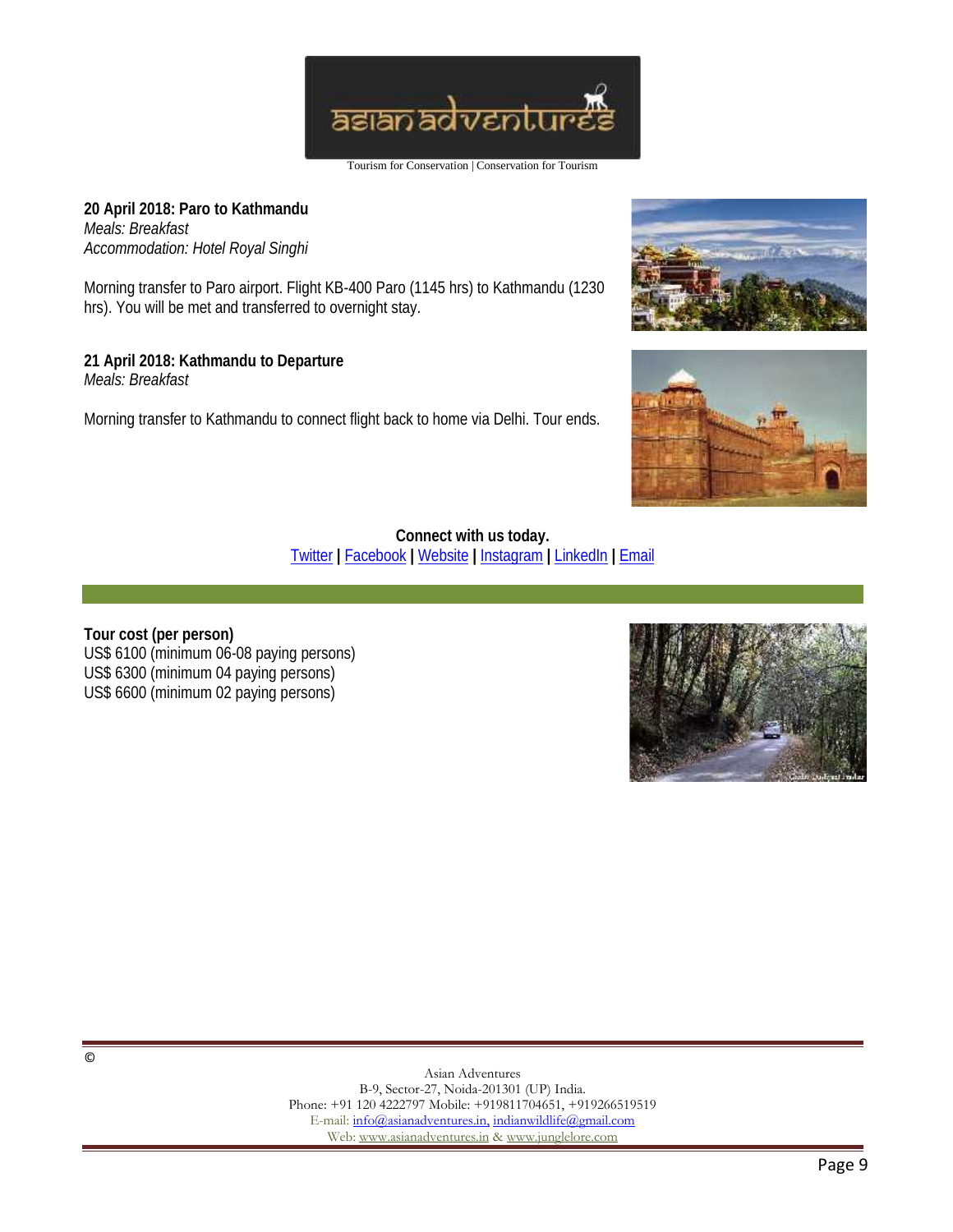**20 April 2018: Paro to Kathmandu**
*Meals: Breakfast*
*Accommodation: Hotel Royal Singhi*

Morning transfer to Paro airport. Flight KB-400 Paro (1145 hrs) to Kathmandu (1230 hrs). You will be met and transferred to overnight stay.

**21 April 2018: Kathmandu to Departure**
*Meals: Breakfast*

Morning transfer to Kathmandu to connect flight back to home via Delhi. Tour ends.

**Connect with us today.**
Twitter | Facebook | Website | Instagram | LinkedIn | Email

**Tour cost (per person)**
US$ 6100 (minimum 06-08 paying persons)
US$ 6300 (minimum 04 paying persons)
US$ 6600 (minimum 02 paying persons)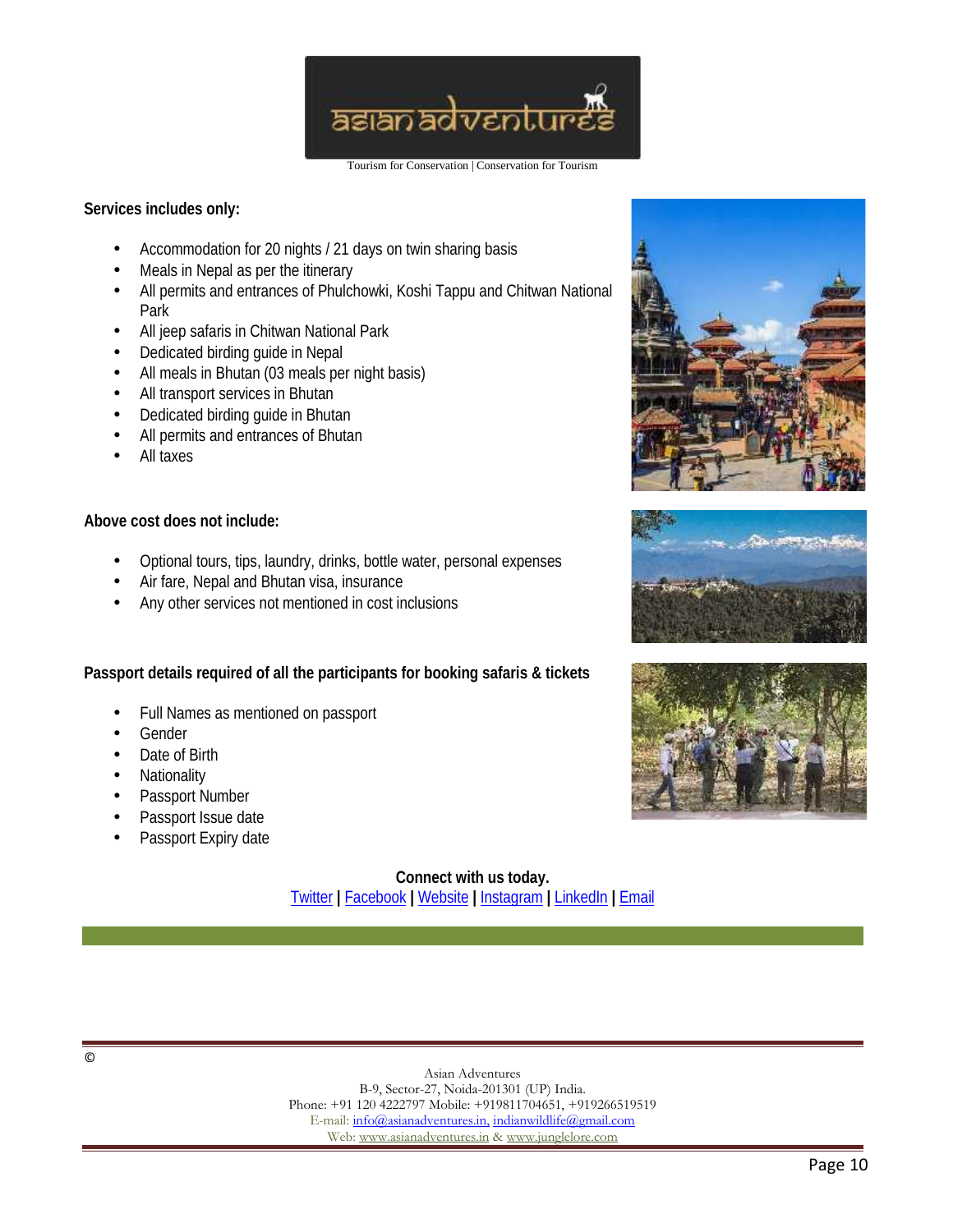Tourism for Conservation | Conservation for Tourism

**Services includes only:**

- Accommodation for 20 nights / 21 days on twin sharing basis
- Meals in Nepal as per the itinerary
- All permits and entrances of Phulchowki, Koshi Tappu and Chitwan National Park
- All jeep safaris in Chitwan National Park
- Dedicated birding guide in Nepal
- All meals in Bhutan (03 meals per night basis)
- All transport services in Bhutan
- Dedicated birding guide in Bhutan
- All permits and entrances of Bhutan
- All taxes

**Above cost does not include:**

- Optional tours, tips, laundry, drinks, bottle water, personal expenses
- Air fare, Nepal and Bhutan visa, insurance
- Any other services not mentioned in cost inclusions

**Passport details required of all the participants for booking safaris & tickets**

- Full Names as mentioned on passport
- Gender
- Date of Birth
- Nationality
- Passport Number
- Passport Issue date
- Passport Expiry date

**Connect with us today.**
Twitter | Facebook | Website | Instagram | LinkedIn | Email

©

Asian Adventures
B-9, Sector-27, Noida-201301 (UP) India.
Phone: +91 120 4222797 Mobile: +919811704651, +919266519519
E-mail: info@asianadventures.in, indianwildlife@gmail.com
Web: www.asianadventures.in & www.junglelore.com